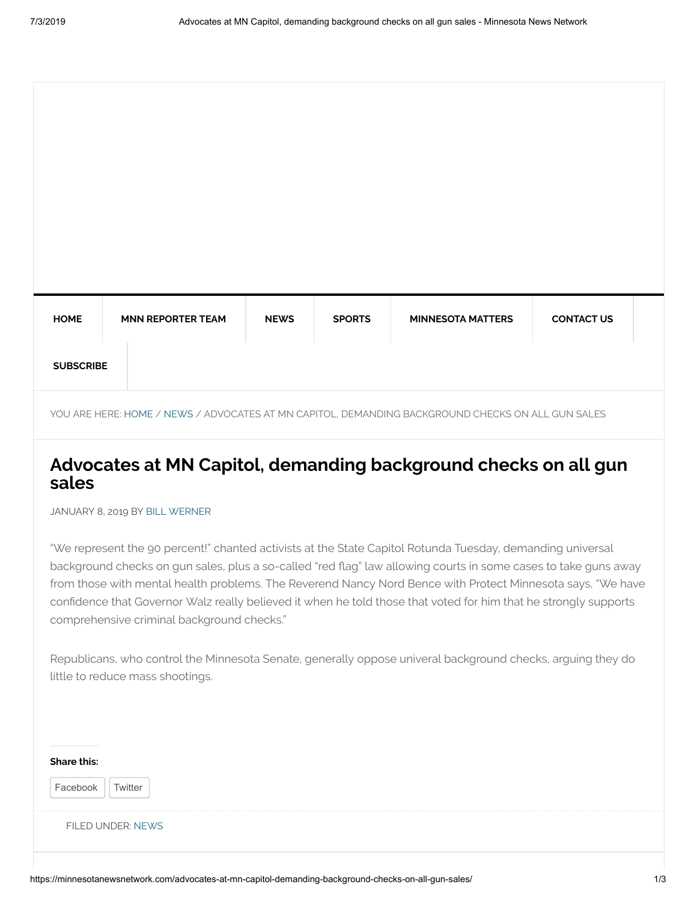HOME | MNN REPORTER TEAM | NEWS | SPORTS | MINNESOTA MATTERS | CONTACT US | SUBSCRIBE

YOU ARE HERE: HOME / NEWS / ADVOCATES AT MN CAPITOL, DEMANDING BACKGROUND CHECKS ON ALL GUN SALES

# Advocates at MN Capitol, demanding background checks on all gun sales

JANUARY 8, 2019 BY BILL WERNER

"We represent the 90 percent!" chanted activists at the State Capitol Rotunda Tuesday, demanding universal background checks on gun sales, plus a so-called "red flag" law allowing courts in some cases to take guns away from those with mental health problems. The Reverend Nancy Nord Bence with Protect Minnesota says, "We have confidence that Governor Walz really believed it when he told those that voted for him that he strongly supports comprehensive criminal background checks."

Republicans, who control the Minnesota Senate, generally oppose univeral background checks, arguing they do little to reduce mass shootings.

**Share this:**

Facebook | Twitter

FILED UNDER: NEWS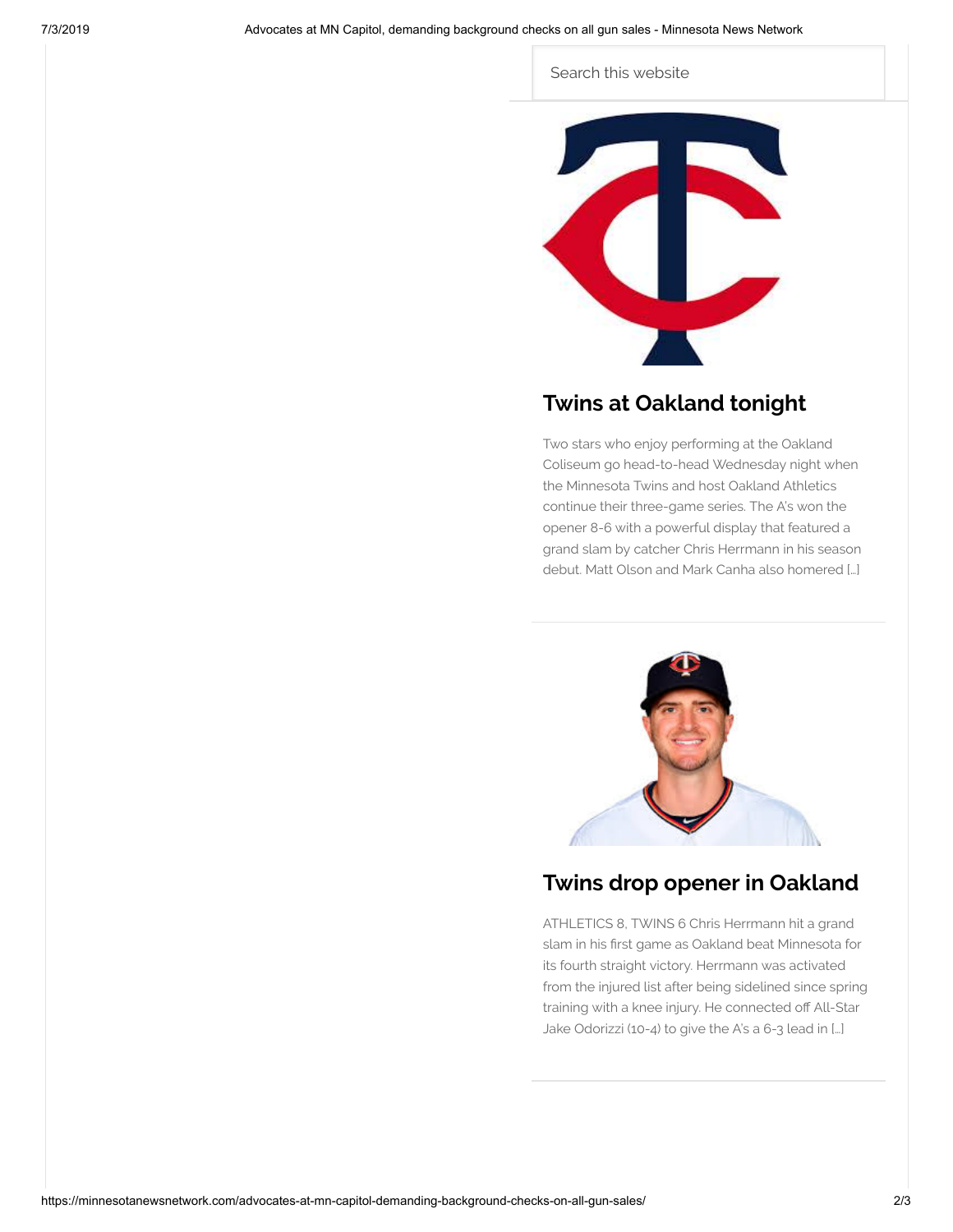Search this website

## Twins at Oakland tonight

Two stars who enjoy performing at the Oakland Coliseum go head-to-head Wednesday night when the Minnesota Twins and host Oakland Athletics continue their three-game series. The A's won the opener 8-6 with a powerful display that featured a grand slam by catcher Chris Herrmann in his season debut. Matt Olson and Mark Canha also homered […]

---

## Twins drop opener in Oakland

ATHLETICS 8, TWINS 6 Chris Herrmann hit a grand slam in his first game as Oakland beat Minnesota for its fourth straight victory. Herrmann was activated from the injured list after being sidelined since spring training with a knee injury. He connected off All-Star Jake Odorizzi (10-4) to give the A's a 6-3 lead in […]

---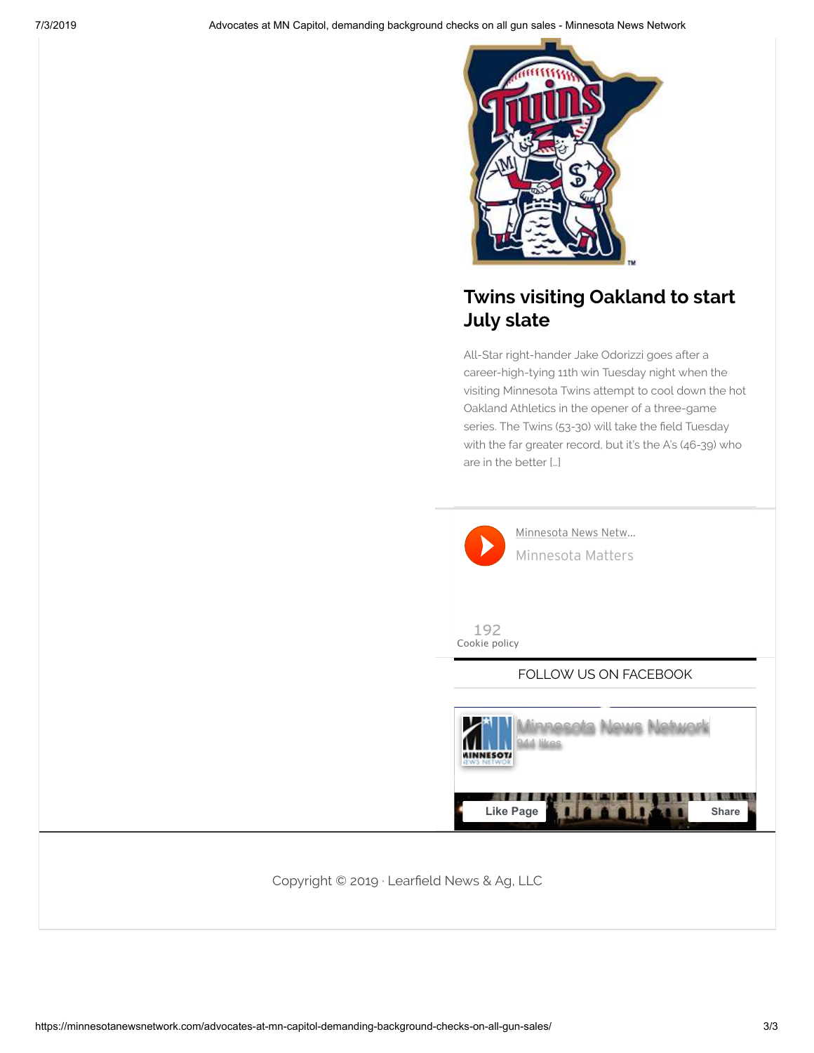## Twins visiting Oakland to start July slate

All-Star right-hander Jake Odorizzi goes after a career-high-tying 11th win Tuesday night when the visiting Minnesota Twins attempt to cool down the hot Oakland Athletics in the opener of a three-game series. The Twins (53-30) will take the field Tuesday with the far greater record, but it's the A's (46-39) who are in the better […]

Minnesota News Netw...

Minnesota Matters

192

Cookie policy

FOLLOW US ON FACEBOOK

Minnesota News Network

944 likes

Like Page

Share

Copyright © 2019 · Learfield News & Ag, LLC